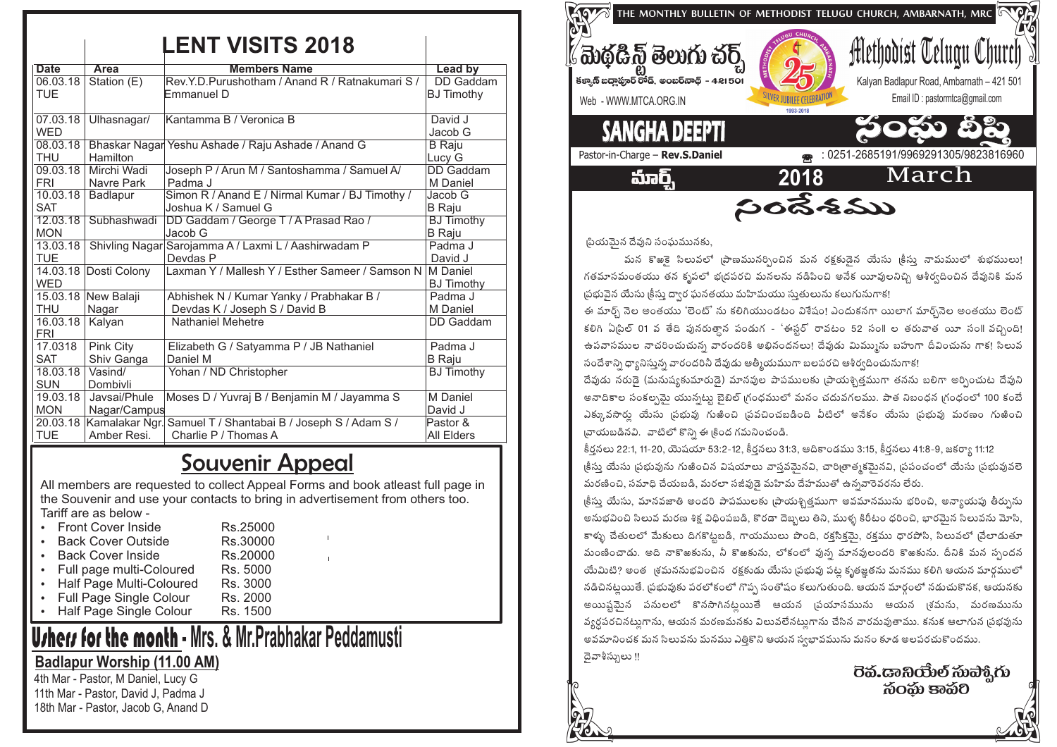# LENT VISITS 2018

| Date | Area | Members Name | Lead by |
|---|---|---|---|
| 06.03.18 TUE | Station (E) | Rev.Y.D.Purushotham / Anand R / Ratnakumari S / Emmanuel D | DD Gaddam BJ Timothy |
| 07.03.18 WED | Ulhasnagar/ | Kantamma B / Veronica B | David J Jacob G |
| 08.03.18 THU | Bhaskar Nagar Hamilton | Yeshu Ashade / Raju Ashade / Anand G | B Raju Lucy G |
| 09.03.18 FRI | Mirchi Wadi Navre Park | Joseph P / Arun M / Santoshamma / Samuel A/ Padma J | DD Gaddam M Daniel |
| 10.03.18 SAT | Badlapur | Simon R / Anand E / Nirmal Kumar / BJ Timothy / Joshua K / Samuel G | Jacob G B Raju |
| 12.03.18 MON | Subhashwadi | DD Gaddam / George T / A Prasad Rao / Jacob G | BJ Timothy B Raju |
| 13.03.18 TUE | Shivling Nagar | Sarojamma A / Laxmi L / Aashirwadam P Devdas P | Padma J David J |
| 14.03.18 WED | Dosti Colony | Laxman Y / Mallesh Y / Esther Sameer / Samson N | M Daniel BJ Timothy |
| 15.03.18 THU | New Balaji Nagar | Abhishek N / Kumar Yanky / Prabhakar B / Devdas K / Joseph S / David B | Padma J M Daniel |
| 16.03.18 FRI | Kalyan | Nathaniel Mehetre | DD Gaddam |
| 17.0318 SAT | Pink City Shiv Ganga | Elizabeth G / Satyamma P / JB Nathaniel Daniel M | Padma J B Raju |
| 18.03.18 SUN | Vasind/ Dombivli | Yohan / ND Christopher | BJ Timothy |
| 19.03.18 MON | Javsai/Phule Nagar/Campus | Moses D / Yuvraj B / Benjamin M / Jayamma S | M Daniel David J |
| 20.03.18 TUE | Kamalakar Ngr. Amber Resi. | Samuel T / Shantabai B / Joseph S / Adam S / Charlie P / Thomas A | Pastor & All Elders |

## Souvenir Appeal

All members are requested to collect Appeal Forms and book atleast full page in the Souvenir and use your contacts to bring in advertisement from others too.
Tariff are as below -

- Front Cover Inside Rs.25000
- Back Cover Outside Rs.30000
- Back Cover Inside Rs.20000
- Full page multi-Coloured Rs. 5000
- Half Page Multi-Coloured Rs. 3000
- Full Page Single Colour Rs. 2000
- Half Page Single Colour Rs. 1500

## Ushers for the month - Mrs. & Mr.Prabhakar Peddamusti

### Badlapur Worship (11.00 AM)

4th Mar - Pastor, M Daniel, Lucy G
11th Mar - Pastor, David J, Padma J
18th Mar - Pastor, Jacob G, Anand D

THE MONTHLY BULLETIN OF METHODIST TELUGU CHURCH, AMBARNATH, MRC

# మెథడిస్ట్ తెలుగు చర్చ్ / Methodist Telugu Church

కళ్యాణ్ బద్లాపూర్ రోడ్, అంబర్‌నాథ్ - 421501
Kalyan Badlapur Road, Ambarnath – 421 501
Web - WWW.MTCA.ORG.IN
Email ID : pastormtca@gmail.com

25 SILVER JUBILEE CELEBRATION 1993-2018

# SANGHA DEEPTI / సంఘ దీప్తి

Pastor-in-Charge – **Rev.S.Daniel** : 0251-2685191/9969291305/9823816960

మార్చ్ 2018 March

## సందేశము

ప్రియమైన దేవుని సంఘమునకు,

మన కొఱకై సిలువలో ప్రాణమునర్పించిన మన రక్షకుడైన యేసు క్రీస్తు నామములో శుభములు! గతమాసమంతయు తన కృపలో భద్రపరచి మనలను నడిపించి అనేక యీవులనిచ్చి ఆశీర్వదించిన దేవునికి మన ప్రభువైన యేసు క్రీస్తు ద్వార ఘనతయు మహిమయు స్తుతులును కలుగునుగాక!

ఈ మార్చ్ నెల అంతయు 'లెంట్' ను కలిగియుండటం విశేషం! ఎందుకనగా యిలాగ మార్చ్‌నెల అంతయు లెంట్ కలిగి ఏప్రిల్ 01 వ తేది పునరుత్థాన పండుగ - 'ఈస్టర్' రావటం 52 సం॥ ల తరువాత యీ సం॥ వచ్చింది! ఉపవాసముల నాచరించుచున్న వారందరికి అభినందనలు! దేవుడు మిమ్మును బహుగా దీవించును గాక! సిలువ సందేశాన్ని ధ్యానిస్తున్న వారందరినీ దేవుడు ఆత్మీయముగా బలపరచి ఆశీర్వదించునుగాక!

దేవుడు నరుడై (మనుష్యకుమారుడై) మానవుల పాపములకు ప్రాయశ్చిత్తముగా తనను బలిగా అర్పించుట దేవుని అనాదికాల సంకల్పమై యున్నట్టు బైబిల్ గ్రంథములో మనం చదువగలము. పాత నిబంధన గ్రంథంలో 100 కంటే ఎక్కువసార్లు యేసు ప్రభువు గుఱించి ప్రవచించబడింది వీటిలో అనేకం యేసు ప్రభువు మరణం గుఱించి వ్రాయబడినవి. వాటిలో కొన్ని ఈ క్రింద గమనించండి.

కీర్తనలు 22:1, 11-20, యెషయా 53:2-12, కీర్తనలు 31:3, ఆదికాండము 3:15, కీర్తనలు 41:8-9, జకర్యా 11:12

క్రీస్తు యేసు ప్రభువును గుఱించిన విషయాలు వాస్తవమైనవి, చారిత్రాత్మకమైనవి, ప్రపంచంలో యేసు ప్రభువులె మరణించి, సమాధి చేయబడి, మరలా సజీవుడై మహిమ దేహముతో ఉన్నవారెవరను లేరు.

క్రీస్తు యేసు, మానవజాతి అందరి పాపములకు ప్రాయశ్చిత్తముగా అవమానమును భరించి, అన్యాయపు తీర్పును అనుభవించి సిలువ మరణ శిక్ష విధింపబడి, కొరడా దెబ్బలు తిని, ముళ్ళ కిరీటం ధరించి, భారమైన సిలువను మోసి, కాళ్ళు చేతులలో మేకులు దిగకొట్టబడి, గాయములు పొంది, రక్తసిక్తమై, రక్తము ధారపోసి, సిలువలో వ్రేలాడుతూ మరణించాడు. అది నాకొఱకును, నీ కొఱకును, లోకంలో వున్న మానవులందరి కొఱకును. దీనికి మన స్పందన యేమిటి? అంత శ్రమననుభవించిన రక్షకుడు యేసు ప్రభువు పట్ల కృతజ్ఞతను మనము కలిగి ఆయన మార్గములో నడిచినట్లయితే. ప్రభువుకు పరలోకంలో గొప్ప సంతోషం కలుగుతుంది. ఆయన మార్గంలో నడుచుకొనక, ఆయనకు అయిష్టమైన పనులలో కొనసాగినట్లయితే ఆయన ప్రయాసమును ఆయన శ్రమను, మరణమును వ్యర్థపరచినట్లుగాను, ఆయన మరణమునకు విలువలేనట్లుగాను చేసిన వారమవుతాము. కనుక ఆలాగున ప్రభువును అవమానించక మన సిలువను మనము ఎత్తికొని ఆయన స్వభావమును మనం కూడ అలవరచుకొందము.

దైవాశీస్సులు !!

రెవ.డానియేల్ సుప్పోగు
సంఘ కాపరి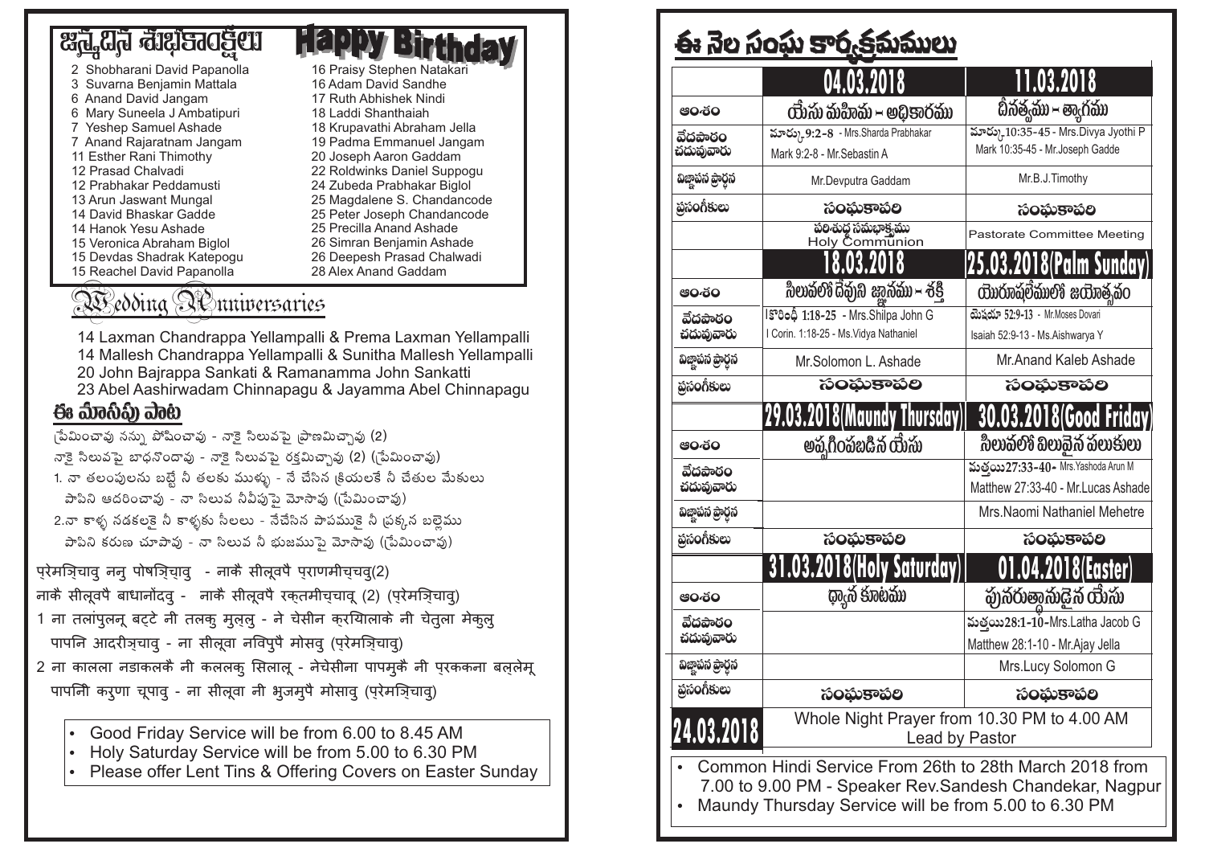## జన్మదిన శుభాకాంక్షలు Happy Birthday

2 Shobharani David Papanolla
3 Suvarna Benjamin Mattala
6 Anand David Jangam
6 Mary Suneela J Ambatipuri
7 Yeshep Samuel Ashade
7 Anand Rajaratnam Jangam
11 Esther Rani Thimothy
12 Prasad Chalvadi
12 Prabhakar Peddamusti
13 Arun Jaswant Mungal
14 David Bhaskar Gadde
14 Hanok Yesu Ashade
15 Veronica Abraham Biglol
15 Devdas Shadrak Katepogu
15 Reachel David Papanolla
16 Praisy Stephen Natakari
16 Adam David Sandhe
17 Ruth Abhishek Nindi
18 Laddi Shanthaiah
18 Krupavathi Abraham Jella
19 Padma Emmanuel Jangam
20 Joseph Aaron Gaddam
22 Roldwinks Daniel Suppogu
24 Zubeda Prabhakar Biglol
25 Magdalene S. Chandancode
25 Peter Joseph Chandancode
25 Precilla Anand Ashade
26 Simran Benjamin Ashade
26 Deepesh Prasad Chalwadi
28 Alex Anand Gaddam

## Wedding Anniversaries

14 Laxman Chandrappa Yellampalli & Prema Laxman Yellampalli
14 Mallesh Chandrappa Yellampalli & Sunitha Mallesh Yellampalli
20 John Bajrappa Sankati & Ramanamma John Sankatti
23 Abel Aashirwadam Chinnapagu & Jayamma Abel Chinnapagu

## ఈ మాసపు పాట

ప్రేమించావు నన్ను పోషించావు - నాకై సిలువపై ప్రాణమిచ్చావు (2)
నాకై సిలువపై బాధనొందావు - నాకై సిలువపై రక్తమిచ్చావు (2) (ప్రేమించావు)
1. నా తలంపులను బట్టే నీ తలకు ముళ్ళు - నే చేసిన క్రియలకే నీ చేతుల మేకులు
పాపిని ఆదరించావు - నా సిలువ నీవీపుపై మోసావు (ప్రేమించావు)
2.నా కాళ్ళ నడకలకై నీ కాళ్ళకు సీలలు - నేచేసిన పాపముకై నీ ప్రక్కన బల్లెము
పాపిని కరుణ చూపావు - నా సిలువ నీ భుజముపై మోసావు (ప్రేమించావు)

प्रेमत्रिचावु ननु पोषत्रिचावु - नाकै सीलूवपै प्राणमीचचवु(2)
नाकै सीलूवपै बाधानोंदवु - नाकै सीलूवपै रक्तमीचचावू (2) (प्रेमत्रिचावु)
1 ना तलांपुलनू बट्टे नी तलकु मुल्लु - ने चेसीन क्रयिालाके नी चेतुला मेकुलु
पापनि आदरीत्रचावु - ना सीलूवा नविपुपै मोसवु (प्रेमत्रिचावु)
2 ना कालला नडाकलकै नी कललकु सिलालू - नेचेसीना पापमुकै नी प्रकक्ना बल्लेमू
पापनिी करुणा चूपावु - ना सीलूवा नी भुजमुपै मोसावु (प्रेमत्रिचावु)

- Good Friday Service will be from 6.00 to 8.45 AM
- Holy Saturday Service will be from 5.00 to 6.30 PM
- Please offer Lent Tins & Offering Covers on Easter Sunday

## ఈ నెల సంఘ కార్యక్రమములు

| | 04.03.2018 | 11.03.2018 |
|---|---|---|
| అంశం | యేసు మహిమ – అధికారము | దీనత్వము – త్యాగము |
| వేదపాఠం చదువువారు | మార్కు 9:2-8 - Mrs.Sharda Prabhakar<br>Mark 9:2-8 - Mr.Sebastin A | మార్కు 10:35-45 - Mrs.Divya Jyothi P<br>Mark 10:35-45 - Mr.Joseph Gadde |
| విజ్ఞాపన ప్రార్థన | Mr.Devputra Gaddam | Mr.B.J.Timothy |
| ప్రసంగీకులు | సంఘకాపరి | సంఘకాపరి |
| | పరిశుద్ధ సమభాక్త్యము Holy Communion | Pastorate Committee Meeting |
| | 18.03.2018 | 25.03.2018(Palm Sunday) |
| అంశం | సిలువలో దేవుని జ్ఞానము – శక్తి | యెరూషలేములో జయోత్సవం |
| వేదపాఠం చదువువారు | I కొరింథీ 1:18-25 - Mrs.Shilpa John G<br>I Corin. 1:18-25 - Ms.Vidya Nathaniel | యెషయా 52:9-13 - Mr.Moses Dovari<br>Isaiah 52:9-13 - Ms.Aishwarya Y |
| విజ్ఞాపన ప్రార్థన | Mr.Solomon L. Ashade | Mr.Anand Kaleb Ashade |
| ప్రసంగీకులు | సంఘకాపరి | సంఘకాపరి |
| | 29.03.2018(Maundy Thursday) | 30.03.2018(Good Friday) |
| అంశం | అప్పగింపబడిన యేసు | సిలువలో విలువైన పలుకులు |
| వేదపాఠం చదువువారు | | మత్తయి 27:33-40- Mrs.Yashoda Arun M<br>Matthew 27:33-40 - Mr.Lucas Ashade |
| విజ్ఞాపన ప్రార్థన | | Mrs.Naomi Nathaniel Mehetre |
| ప్రసంగీకులు | సంఘకాపరి | సంఘకాపరి |
| | 31.03.2018(Holy Saturday) | 01.04.2018(Easter) |
| అంశం | ధ్యాన కూటము | పునరుత్థానుడైన యేసు |
| వేదపాఠం చదువువారు | | మత్తయి 28:1-10-Mrs.Latha Jacob G<br>Matthew 28:1-10 - Mr.Ajay Jella |
| విజ్ఞాపన ప్రార్థన | | Mrs.Lucy Solomon G |
| ప్రసంగీకులు | సంఘకాపరి | సంఘకాపరి |
| 24.03.2018 | Whole Night Prayer from 10.30 PM to 4.00 AM Lead by Pastor | |

- Common Hindi Service From 26th to 28th March 2018 from 7.00 to 9.00 PM - Speaker Rev.Sandesh Chandekar, Nagpur
- Maundy Thursday Service will be from 5.00 to 6.30 PM